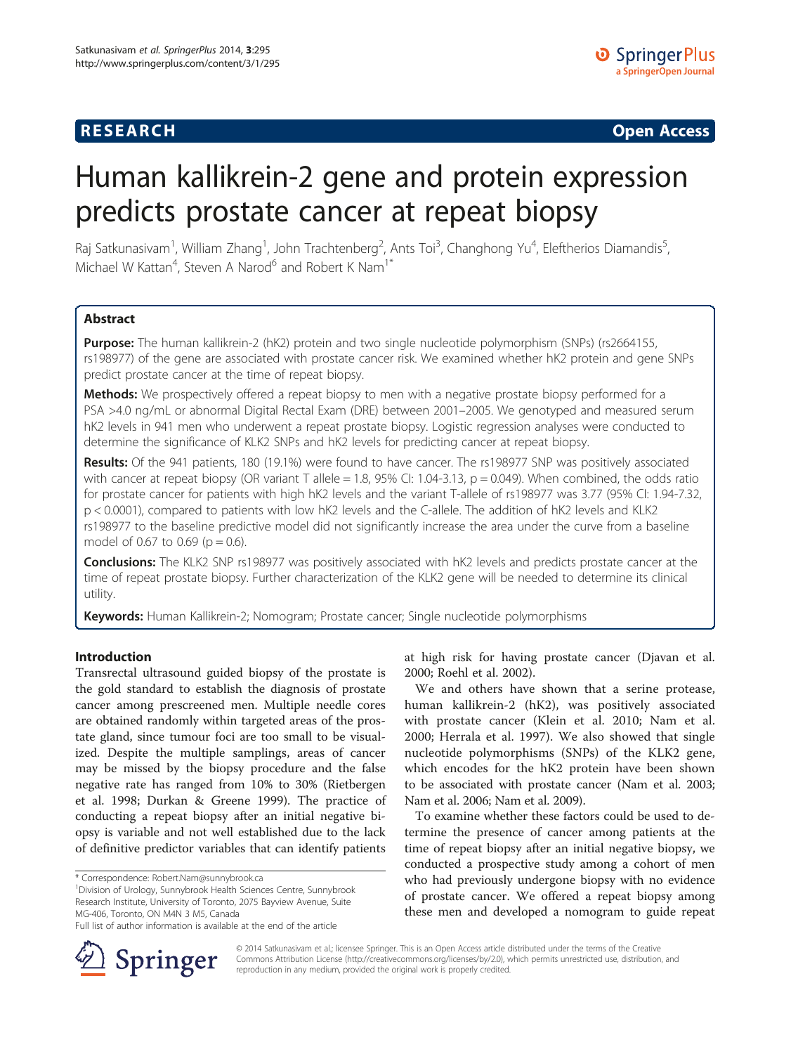**RESEARCH** **Open Access**

# Human kallikrein-2 gene and protein expression predicts prostate cancer at repeat biopsy

Raj Satkunasivam[1], William Zhang[1], John Trachtenberg[2], Ants Toi[3], Changhong Yu[4], Eleftherios Diamandis[5], Michael W Kattan[4], Steven A Narod[6] and Robert K Nam[1*]

## Abstract

**Purpose:** The human kallikrein-2 (hK2) protein and two single nucleotide polymorphism (SNPs) (rs2664155, rs198977) of the gene are associated with prostate cancer risk. We examined whether hK2 protein and gene SNPs predict prostate cancer at the time of repeat biopsy.

**Methods:** We prospectively offered a repeat biopsy to men with a negative prostate biopsy performed for a PSA >4.0 ng/mL or abnormal Digital Rectal Exam (DRE) between 2001–2005. We genotyped and measured serum hK2 levels in 941 men who underwent a repeat prostate biopsy. Logistic regression analyses were conducted to determine the significance of KLK2 SNPs and hK2 levels for predicting cancer at repeat biopsy.

**Results:** Of the 941 patients, 180 (19.1%) were found to have cancer. The rs198977 SNP was positively associated with cancer at repeat biopsy (OR variant T allele = 1.8, 95% CI: 1.04-3.13, $p = 0.049$). When combined, the odds ratio for prostate cancer for patients with high hK2 levels and the variant T-allele of rs198977 was 3.77 (95% CI: 1.94-7.32, $p < 0.0001$), compared to patients with low hK2 levels and the C-allele. The addition of hK2 levels and KLK2 rs198977 to the baseline predictive model did not significantly increase the area under the curve from a baseline model of 0.67 to 0.69 ($p = 0.6$).

**Conclusions:** The KLK2 SNP rs198977 was positively associated with hK2 levels and predicts prostate cancer at the time of repeat prostate biopsy. Further characterization of the KLK2 gene will be needed to determine its clinical utility.

**Keywords:** Human Kallikrein-2; Nomogram; Prostate cancer; Single nucleotide polymorphisms

## Introduction

Transrectal ultrasound guided biopsy of the prostate is the gold standard to establish the diagnosis of prostate cancer among prescreened men. Multiple needle cores are obtained randomly within targeted areas of the prostate gland, since tumour foci are too small to be visualized. Despite the multiple samplings, areas of cancer may be missed by the biopsy procedure and the false negative rate has ranged from 10% to 30% (Rietbergen et al. 1998; Durkan & Greene 1999). The practice of conducting a repeat biopsy after an initial negative biopsy is variable and not well established due to the lack of definitive predictor variables that can identify patients at high risk for having prostate cancer (Djavan et al. 2000; Roehl et al. 2002).

We and others have shown that a serine protease, human kallikrein-2 (hK2), was positively associated with prostate cancer (Klein et al. 2010; Nam et al. 2000; Herrala et al. 1997). We also showed that single nucleotide polymorphisms (SNPs) of the KLK2 gene, which encodes for the hK2 protein have been shown to be associated with prostate cancer (Nam et al. 2003; Nam et al. 2006; Nam et al. 2009).

To examine whether these factors could be used to determine the presence of cancer among patients at the time of repeat biopsy after an initial negative biopsy, we conducted a prospective study among a cohort of men who had previously undergone biopsy with no evidence of prostate cancer. We offered a repeat biopsy among these men and developed a nomogram to guide repeat

\* Correspondence: Robert.Nam@sunnybrook.ca
[1]Division of Urology, Sunnybrook Health Sciences Centre, Sunnybrook Research Institute, University of Toronto, 2075 Bayview Avenue, Suite MG-406, Toronto, ON M4N 3 M5, Canada
Full list of author information is available at the end of the article

© 2014 Satkunasivam et al.; licensee Springer. This is an Open Access article distributed under the terms of the Creative Commons Attribution License (http://creativecommons.org/licenses/by/2.0), which permits unrestricted use, distribution, and reproduction in any medium, provided the original work is properly credited.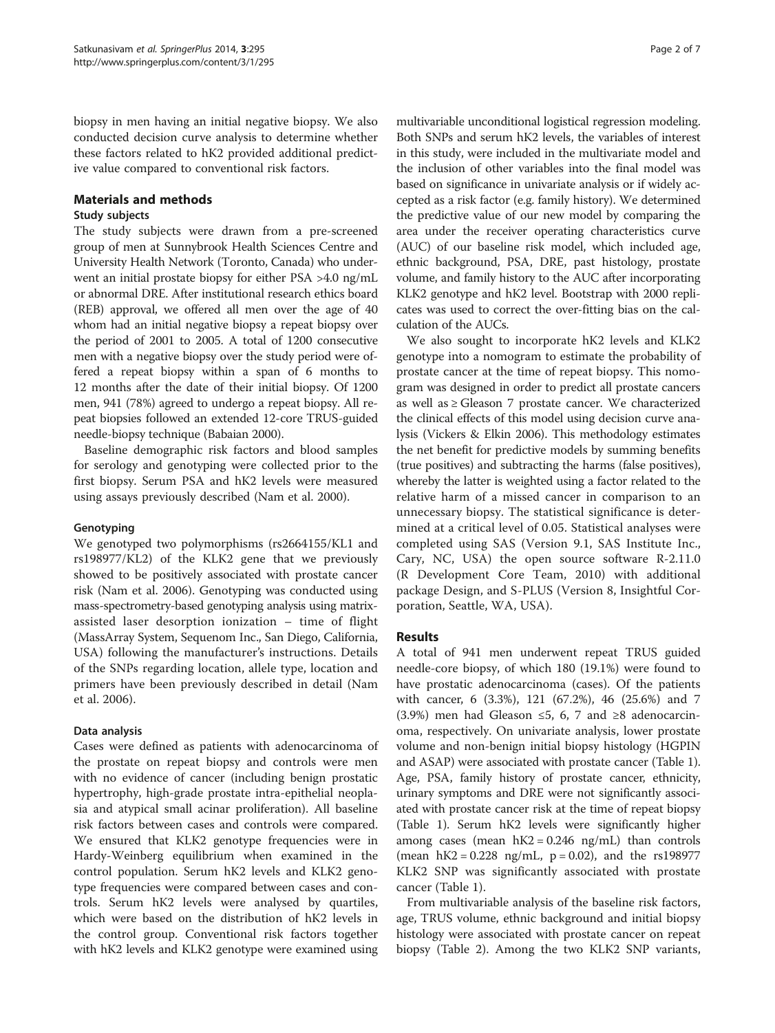biopsy in men having an initial negative biopsy. We also conducted decision curve analysis to determine whether these factors related to hK2 provided additional predictive value compared to conventional risk factors.

## Materials and methods

### Study subjects

The study subjects were drawn from a pre-screened group of men at Sunnybrook Health Sciences Centre and University Health Network (Toronto, Canada) who underwent an initial prostate biopsy for either PSA >4.0 ng/mL or abnormal DRE. After institutional research ethics board (REB) approval, we offered all men over the age of 40 whom had an initial negative biopsy a repeat biopsy over the period of 2001 to 2005. A total of 1200 consecutive men with a negative biopsy over the study period were offered a repeat biopsy within a span of 6 months to 12 months after the date of their initial biopsy. Of 1200 men, 941 (78%) agreed to undergo a repeat biopsy. All repeat biopsies followed an extended 12-core TRUS-guided needle-biopsy technique (Babaian 2000).

Baseline demographic risk factors and blood samples for serology and genotyping were collected prior to the first biopsy. Serum PSA and hK2 levels were measured using assays previously described (Nam et al. 2000).

#### Genotyping

We genotyped two polymorphisms (rs2664155/KL1 and rs198977/KL2) of the KLK2 gene that we previously showed to be positively associated with prostate cancer risk (Nam et al. 2006). Genotyping was conducted using mass-spectrometry-based genotyping analysis using matrix-assisted laser desorption ionization – time of flight (MassArray System, Sequenom Inc., San Diego, California, USA) following the manufacturer's instructions. Details of the SNPs regarding location, allele type, location and primers have been previously described in detail (Nam et al. 2006).

#### Data analysis

Cases were defined as patients with adenocarcinoma of the prostate on repeat biopsy and controls were men with no evidence of cancer (including benign prostatic hypertrophy, high-grade prostate intra-epithelial neoplasia and atypical small acinar proliferation). All baseline risk factors between cases and controls were compared. We ensured that KLK2 genotype frequencies were in Hardy-Weinberg equilibrium when examined in the control population. Serum hK2 levels and KLK2 genotype frequencies were compared between cases and controls. Serum hK2 levels were analysed by quartiles, which were based on the distribution of hK2 levels in the control group. Conventional risk factors together with hK2 levels and KLK2 genotype were examined using multivariable unconditional logistical regression modeling. Both SNPs and serum hK2 levels, the variables of interest in this study, were included in the multivariate model and the inclusion of other variables into the final model was based on significance in univariate analysis or if widely accepted as a risk factor (e.g. family history). We determined the predictive value of our new model by comparing the area under the receiver operating characteristics curve (AUC) of our baseline risk model, which included age, ethnic background, PSA, DRE, past histology, prostate volume, and family history to the AUC after incorporating KLK2 genotype and hK2 level. Bootstrap with 2000 replicates was used to correct the over-fitting bias on the calculation of the AUCs.

We also sought to incorporate hK2 levels and KLK2 genotype into a nomogram to estimate the probability of prostate cancer at the time of repeat biopsy. This nomogram was designed in order to predict all prostate cancers as well as ≥ Gleason 7 prostate cancer. We characterized the clinical effects of this model using decision curve analysis (Vickers & Elkin 2006). This methodology estimates the net benefit for predictive models by summing benefits (true positives) and subtracting the harms (false positives), whereby the latter is weighted using a factor related to the relative harm of a missed cancer in comparison to an unnecessary biopsy. The statistical significance is determined at a critical level of 0.05. Statistical analyses were completed using SAS (Version 9.1, SAS Institute Inc., Cary, NC, USA) the open source software R-2.11.0 (R Development Core Team, 2010) with additional package Design, and S-PLUS (Version 8, Insightful Corporation, Seattle, WA, USA).

## Results

A total of 941 men underwent repeat TRUS guided needle-core biopsy, of which 180 (19.1%) were found to have prostatic adenocarcinoma (cases). Of the patients with cancer, 6 (3.3%), 121 (67.2%), 46 (25.6%) and 7 (3.9%) men had Gleason ≤5, 6, 7 and ≥8 adenocarcinoma, respectively. On univariate analysis, lower prostate volume and non-benign initial biopsy histology (HGPIN and ASAP) were associated with prostate cancer (Table 1). Age, PSA, family history of prostate cancer, ethnicity, urinary symptoms and DRE were not significantly associated with prostate cancer risk at the time of repeat biopsy (Table 1). Serum hK2 levels were significantly higher among cases (mean hK2 = 0.246 ng/mL) than controls (mean hK2 = 0.228 ng/mL, $p = 0.02$), and the rs198977 KLK2 SNP was significantly associated with prostate cancer (Table 1).

From multivariable analysis of the baseline risk factors, age, TRUS volume, ethnic background and initial biopsy histology were associated with prostate cancer on repeat biopsy (Table 2). Among the two KLK2 SNP variants,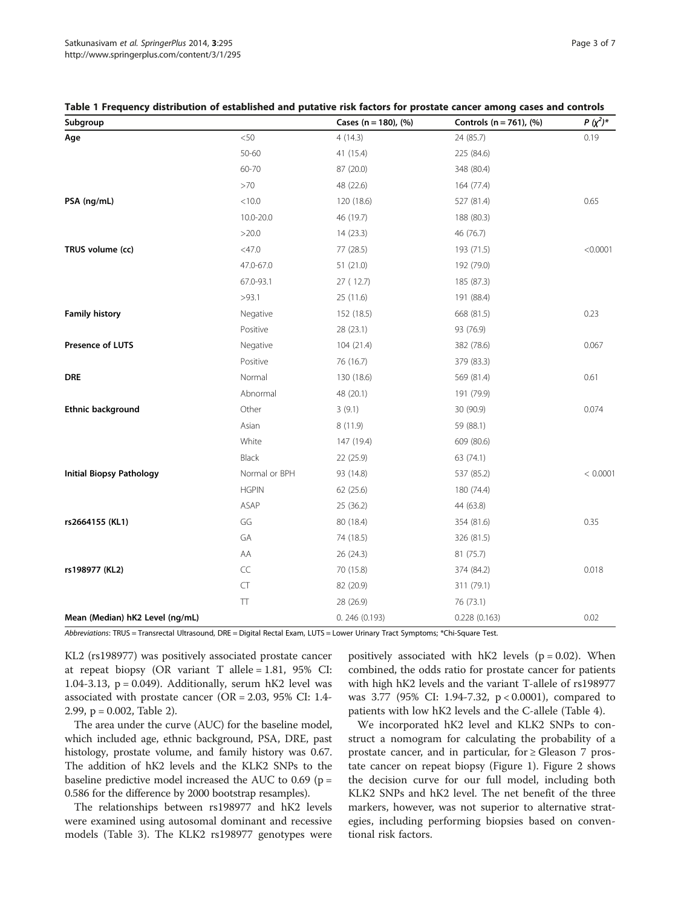**Table 1 Frequency distribution of established and putative risk factors for prostate cancer among cases and controls**

| Subgroup | | Cases (n = 180), (%) | Controls (n = 761), (%) | $P (\chi^2)$* |
|---|---|---|---|---|
| **Age** | <50 | 4 (14.3) | 24 (85.7) | 0.19 |
| | 50-60 | 41 (15.4) | 225 (84.6) | |
| | 60-70 | 87 (20.0) | 348 (80.4) | |
| | >70 | 48 (22.6) | 164 (77.4) | |
| **PSA (ng/mL)** | <10.0 | 120 (18.6) | 527 (81.4) | 0.65 |
| | 10.0-20.0 | 46 (19.7) | 188 (80.3) | |
| | >20.0 | 14 (23.3) | 46 (76.7) | |
| **TRUS volume (cc)** | <47.0 | 77 (28.5) | 193 (71.5) | <0.0001 |
| | 47.0-67.0 | 51 (21.0) | 192 (79.0) | |
| | 67.0-93.1 | 27 ( 12.7) | 185 (87.3) | |
| | >93.1 | 25 (11.6) | 191 (88.4) | |
| **Family history** | Negative | 152 (18.5) | 668 (81.5) | 0.23 |
| | Positive | 28 (23.1) | 93 (76.9) | |
| **Presence of LUTS** | Negative | 104 (21.4) | 382 (78.6) | 0.067 |
| | Positive | 76 (16.7) | 379 (83.3) | |
| **DRE** | Normal | 130 (18.6) | 569 (81.4) | 0.61 |
| | Abnormal | 48 (20.1) | 191 (79.9) | |
| **Ethnic background** | Other | 3 (9.1) | 30 (90.9) | 0.074 |
| | Asian | 8 (11.9) | 59 (88.1) | |
| | White | 147 (19.4) | 609 (80.6) | |
| | Black | 22 (25.9) | 63 (74.1) | |
| **Initial Biopsy Pathology** | Normal or BPH | 93 (14.8) | 537 (85.2) | < 0.0001 |
| | HGPIN | 62 (25.6) | 180 (74.4) | |
| | ASAP | 25 (36.2) | 44 (63.8) | |
| **rs2664155 (KL1)** | GG | 80 (18.4) | 354 (81.6) | 0.35 |
| | GA | 74 (18.5) | 326 (81.5) | |
| | AA | 26 (24.3) | 81 (75.7) | |
| **rs198977 (KL2)** | CC | 70 (15.8) | 374 (84.2) | 0.018 |
| | CT | 82 (20.9) | 311 (79.1) | |
| | TT | 28 (26.9) | 76 (73.1) | |
| **Mean (Median) hK2 Level (ng/mL)** | | 0. 246 (0.193) | 0.228 (0.163) | 0.02 |

*Abbreviations*: TRUS = Transrectal Ultrasound, DRE = Digital Rectal Exam, LUTS = Lower Urinary Tract Symptoms; *Chi-Square Test.

KL2 (rs198977) was positively associated prostate cancer at repeat biopsy (OR variant T allele = 1.81, 95% CI: 1.04-3.13, p = 0.049). Additionally, serum hK2 level was associated with prostate cancer (OR = 2.03, 95% CI: 1.4-2.99, p = 0.002, Table 2).

The area under the curve (AUC) for the baseline model, which included age, ethnic background, PSA, DRE, past histology, prostate volume, and family history was 0.67. The addition of hK2 levels and the KLK2 SNPs to the baseline predictive model increased the AUC to 0.69 (p = 0.586 for the difference by 2000 bootstrap resamples).

The relationships between rs198977 and hK2 levels were examined using autosomal dominant and recessive models (Table 3). The KLK2 rs198977 genotypes were positively associated with hK2 levels (p = 0.02). When combined, the odds ratio for prostate cancer for patients with high hK2 levels and the variant T-allele of rs198977 was 3.77 (95% CI: 1.94-7.32, p < 0.0001), compared to patients with low hK2 levels and the C-allele (Table 4).

We incorporated hK2 level and KLK2 SNPs to construct a nomogram for calculating the probability of a prostate cancer, and in particular, for ≥ Gleason 7 prostate cancer on repeat biopsy (Figure 1). Figure 2 shows the decision curve for our full model, including both KLK2 SNPs and hK2 level. The net benefit of the three markers, however, was not superior to alternative strategies, including performing biopsies based on conventional risk factors.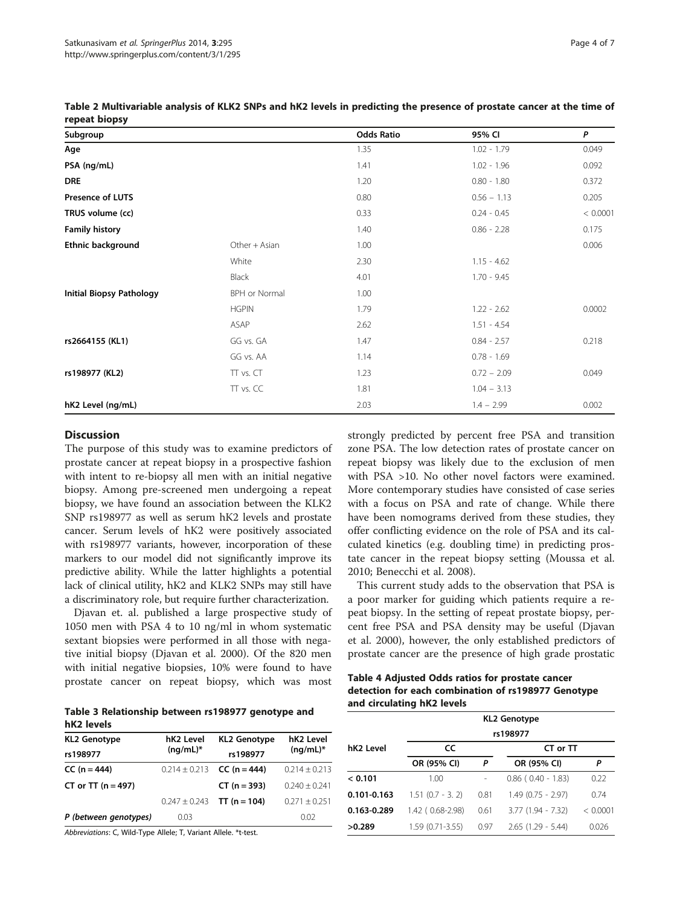**Table 2 Multivariable analysis of KLK2 SNPs and hK2 levels in predicting the presence of prostate cancer at the time of repeat biopsy**

| Subgroup | | Odds Ratio | 95% CI | P |
|---|---|---|---|---|
| **Age** | | 1.35 | 1.02 - 1.79 | 0.049 |
| **PSA (ng/mL)** | | 1.41 | 1.02 - 1.96 | 0.092 |
| **DRE** | | 1.20 | 0.80 - 1.80 | 0.372 |
| **Presence of LUTS** | | 0.80 | 0.56 – 1.13 | 0.205 |
| **TRUS volume (cc)** | | 0.33 | 0.24 - 0.45 | < 0.0001 |
| **Family history** | | 1.40 | 0.86 - 2.28 | 0.175 |
| **Ethnic background** | Other + Asian | 1.00 | | 0.006 |
| | White | 2.30 | 1.15 - 4.62 | |
| | Black | 4.01 | 1.70 - 9.45 | |
| **Initial Biopsy Pathology** | BPH or Normal | 1.00 | | |
| | HGPIN | 1.79 | 1.22 - 2.62 | 0.0002 |
| | ASAP | 2.62 | 1.51 - 4.54 | |
| **rs2664155 (KL1)** | GG vs. GA | 1.47 | 0.84 - 2.57 | 0.218 |
| | GG vs. AA | 1.14 | 0.78 - 1.69 | |
| **rs198977 (KL2)** | TT vs. CT | 1.23 | 0.72 – 2.09 | 0.049 |
| | TT vs. CC | 1.81 | 1.04 – 3.13 | |
| **hK2 Level (ng/mL)** | | 2.03 | 1.4 – 2.99 | 0.002 |

## Discussion

The purpose of this study was to examine predictors of prostate cancer at repeat biopsy in a prospective fashion with intent to re-biopsy all men with an initial negative biopsy. Among pre-screened men undergoing a repeat biopsy, we have found an association between the KLK2 SNP rs198977 as well as serum hK2 levels and prostate cancer. Serum levels of hK2 were positively associated with rs198977 variants, however, incorporation of these markers to our model did not significantly improve its predictive ability. While the latter highlights a potential lack of clinical utility, hK2 and KLK2 SNPs may still have a discriminatory role, but require further characterization.

Djavan et. al. published a large prospective study of 1050 men with PSA 4 to 10 ng/ml in whom systematic sextant biopsies were performed in all those with negative initial biopsy (Djavan et al. 2000). Of the 820 men with initial negative biopsies, 10% were found to have prostate cancer on repeat biopsy, which was most strongly predicted by percent free PSA and transition zone PSA. The low detection rates of prostate cancer on repeat biopsy was likely due to the exclusion of men with PSA >10. No other novel factors were examined. More contemporary studies have consisted of case series with a focus on PSA and rate of change. While there have been nomograms derived from these studies, they offer conflicting evidence on the role of PSA and its calculated kinetics (e.g. doubling time) in predicting prostate cancer in the repeat biopsy setting (Moussa et al. 2010; Benecchi et al. 2008).

This current study adds to the observation that PSA is a poor marker for guiding which patients require a repeat biopsy. In the setting of repeat prostate biopsy, percent free PSA and PSA density may be useful (Djavan et al. 2000), however, the only established predictors of prostate cancer are the presence of high grade prostatic

**Table 3 Relationship between rs198977 genotype and hK2 levels**

| KL2 Genotype rs198977 | hK2 Level (ng/mL)* | KL2 Genotype rs198977 | hK2 Level (ng/mL)* |
|---|---|---|---|
| CC (n = 444) | 0.214 ± 0.213 | CC (n = 444) | 0.214 ± 0.213 |
| CT or TT (n = 497) | | CT (n = 393) | 0.240 ± 0.241 |
| | 0.247 ± 0.243 | TT (n = 104) | 0.271 ± 0.251 |
| *P (between genotypes)* | 0.03 | | 0.02 |

*Abbreviations*: C, Wild-Type Allele; T, Variant Allele. *t-test.

**Table 4 Adjusted Odds ratios for prostate cancer detection for each combination of rs198977 Genotype and circulating hK2 levels**

| hK2 Level | KL2 Genotype rs198977 | | | |
|---|---|---|---|---|
| | CC | | CT or TT | |
| | OR (95% CI) | P | OR (95% CI) | P |
| < 0.101 | 1.00 | - | 0.86 ( 0.40 - 1.83) | 0.22 |
| 0.101-0.163 | 1.51 (0.7 - 3. 2) | 0.81 | 1.49 (0.75 - 2.97) | 0.74 |
| 0.163-0.289 | 1.42 ( 0.68-2.98) | 0.61 | 3.77 (1.94 - 7.32) | < 0.0001 |
| >0.289 | 1.59 (0.71-3.55) | 0.97 | 2.65 (1.29 - 5.44) | 0.026 |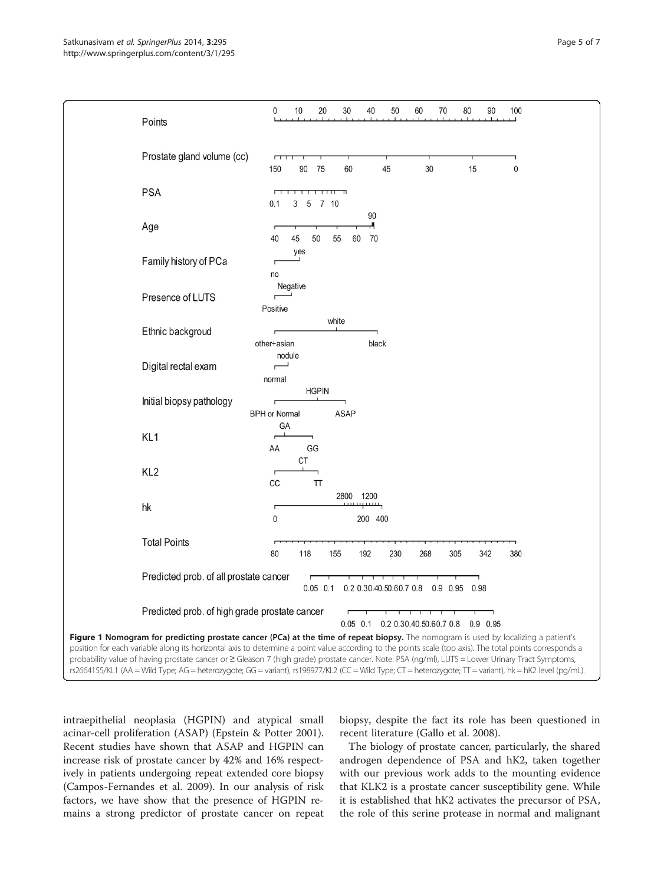**Figure 1 Nomogram for predicting prostate cancer (PCa) at the time of repeat biopsy.** The nomogram is used by localizing a patient's position for each variable along its horizontal axis to determine a point value according to the points scale (top axis). The total points corresponds a probability value of having prostate cancer or ≥ Gleason 7 (high grade) prostate cancer. Note: PSA (ng/ml), LUTS = Lower Urinary Tract Symptoms, rs2664155/KL1 (AA = Wild Type; AG = heterozygote; GG = variant), rs198977/KL2 (CC = Wild Type; CT = heterozygote; TT = variant), hk = hK2 level (pg/mL).

intraepithelial neoplasia (HGPIN) and atypical small acinar-cell proliferation (ASAP) (Epstein & Potter 2001). Recent studies have shown that ASAP and HGPIN can increase risk of prostate cancer by 42% and 16% respectively in patients undergoing repeat extended core biopsy (Campos-Fernandes et al. 2009). In our analysis of risk factors, we have show that the presence of HGPIN remains a strong predictor of prostate cancer on repeat biopsy, despite the fact its role has been questioned in recent literature (Gallo et al. 2008).

The biology of prostate cancer, particularly, the shared androgen dependence of PSA and hK2, taken together with our previous work adds to the mounting evidence that KLK2 is a prostate cancer susceptibility gene. While it is established that hK2 activates the precursor of PSA, the role of this serine protease in normal and malignant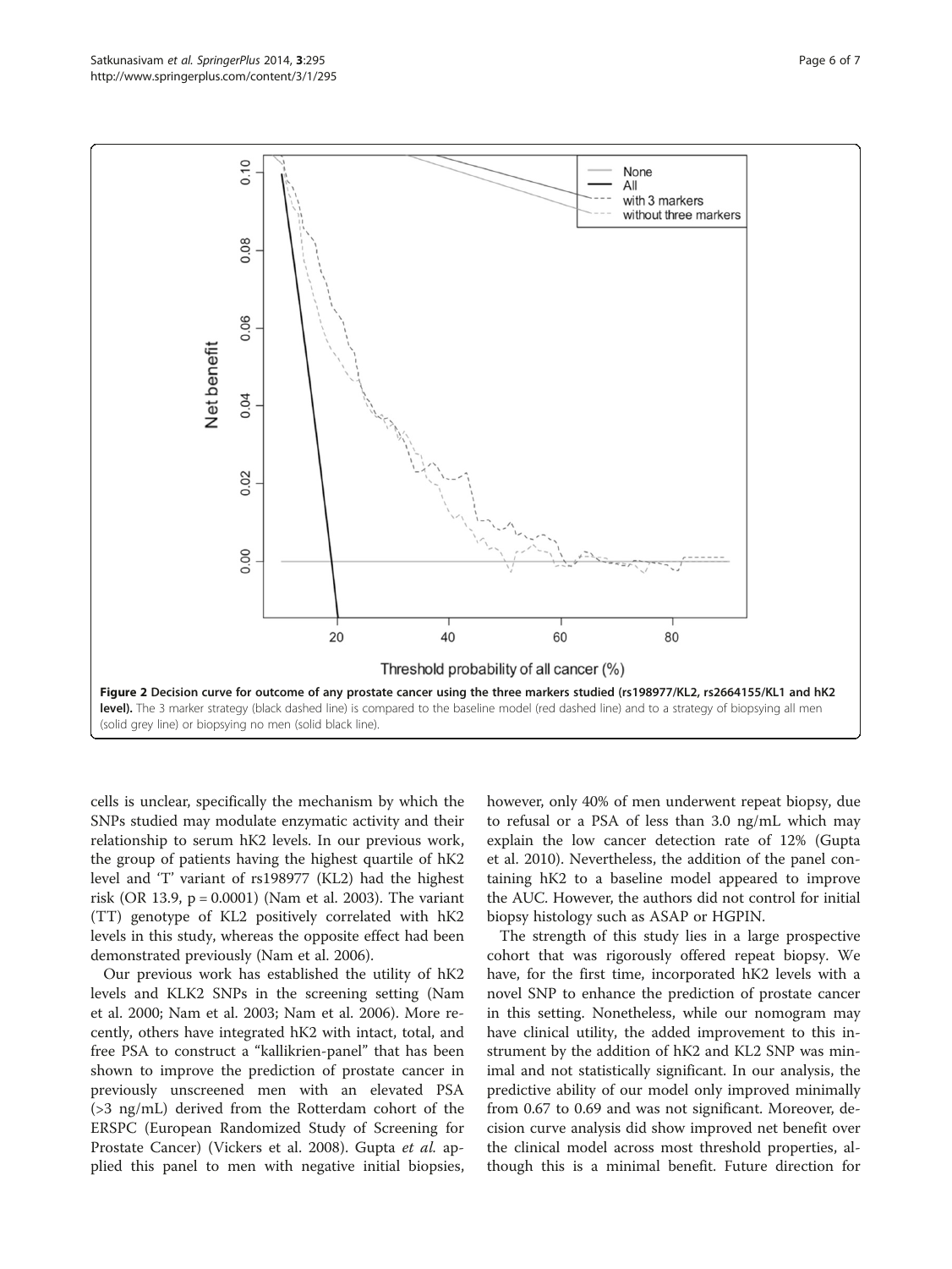**Figure 2 Decision curve for outcome of any prostate cancer using the three markers studied (rs198977/KL2, rs2664155/KL1 and hK2 level).** The 3 marker strategy (black dashed line) is compared to the baseline model (red dashed line) and to a strategy of biopsying all men (solid grey line) or biopsying no men (solid black line).

cells is unclear, specifically the mechanism by which the SNPs studied may modulate enzymatic activity and their relationship to serum hK2 levels. In our previous work, the group of patients having the highest quartile of hK2 level and 'T' variant of rs198977 (KL2) had the highest risk (OR 13.9, p = 0.0001) (Nam et al. 2003). The variant (TT) genotype of KL2 positively correlated with hK2 levels in this study, whereas the opposite effect had been demonstrated previously (Nam et al. 2006).

Our previous work has established the utility of hK2 levels and KLK2 SNPs in the screening setting (Nam et al. 2000; Nam et al. 2003; Nam et al. 2006). More recently, others have integrated hK2 with intact, total, and free PSA to construct a "kallikrien-panel" that has been shown to improve the prediction of prostate cancer in previously unscreened men with an elevated PSA (>3 ng/mL) derived from the Rotterdam cohort of the ERSPC (European Randomized Study of Screening for Prostate Cancer) (Vickers et al. 2008). Gupta *et al.* applied this panel to men with negative initial biopsies, however, only 40% of men underwent repeat biopsy, due to refusal or a PSA of less than 3.0 ng/mL which may explain the low cancer detection rate of 12% (Gupta et al. 2010). Nevertheless, the addition of the panel containing hK2 to a baseline model appeared to improve the AUC. However, the authors did not control for initial biopsy histology such as ASAP or HGPIN.

The strength of this study lies in a large prospective cohort that was rigorously offered repeat biopsy. We have, for the first time, incorporated hK2 levels with a novel SNP to enhance the prediction of prostate cancer in this setting. Nonetheless, while our nomogram may have clinical utility, the added improvement to this instrument by the addition of hK2 and KL2 SNP was minimal and not statistically significant. In our analysis, the predictive ability of our model only improved minimally from 0.67 to 0.69 and was not significant. Moreover, decision curve analysis did show improved net benefit over the clinical model across most threshold properties, although this is a minimal benefit. Future direction for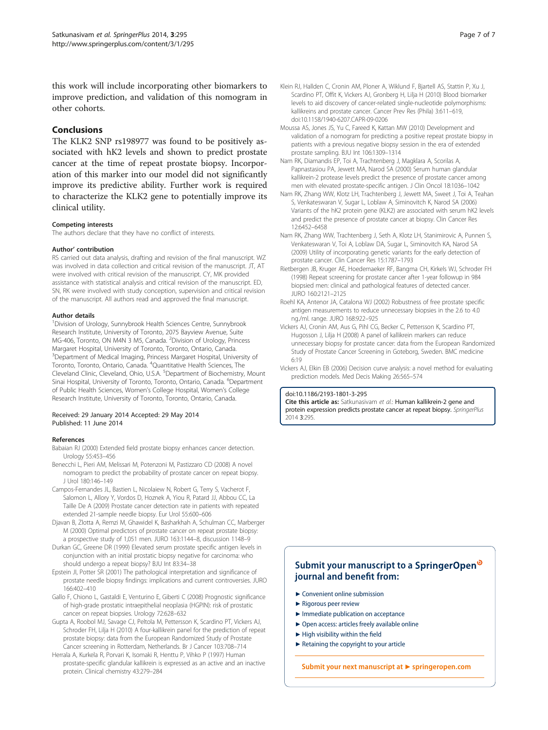this work will include incorporating other biomarkers to improve prediction, and validation of this nomogram in other cohorts.

## Conclusions

The KLK2 SNP rs198977 was found to be positively associated with hK2 levels and shown to predict prostate cancer at the time of repeat prostate biopsy. Incorporation of this marker into our model did not significantly improve its predictive ability. Further work is required to characterize the KLK2 gene to potentially improve its clinical utility.

#### Competing interests

The authors declare that they have no conflict of interests.

#### Author' contribution

RS carried out data analysis, drafting and revision of the final manuscript. WZ was involved in data collection and critical revision of the manuscript. JT, AT were involved with critical revision of the manuscript. CY, MK provided assistance with statistical analysis and critical revision of the manuscript. ED, SN, RK were involved with study conception, supervision and critical revision of the manuscript. All authors read and approved the final manuscript.

#### Author details

[1]Division of Urology, Sunnybrook Health Sciences Centre, Sunnybrook Research Institute, University of Toronto, 2075 Bayview Avenue, Suite MG-406, Toronto, ON M4N 3 M5, Canada. [2]Division of Urology, Princess Margaret Hospital, University of Toronto, Toronto, Ontario, Canada. [3]Department of Medical Imaging, Princess Margaret Hospital, University of Toronto, Toronto, Ontario, Canada. [4]Quantitative Health Sciences, The Cleveland Clinic, Cleveland, Ohio, U.S.A. [5]Department of Biochemistry, Mount Sinai Hospital, University of Toronto, Toronto, Ontario, Canada. [6]Department of Public Health Sciences, Women's College Hospital, Women's College Research Institute, University of Toronto, Toronto, Ontario, Canada.

Received: 29 January 2014 Accepted: 29 May 2014
Published: 11 June 2014

#### References

Babaian RJ (2000) Extended field prostate biopsy enhances cancer detection. Urology 55:453–456

Benecchi L, Pieri AM, Melissari M, Potenzoni M, Pastizzaro CD (2008) A novel nomogram to predict the probability of prostate cancer on repeat biopsy. J Urol 180:146–149

Campos-Fernandes JL, Bastien L, Nicolaiew N, Robert G, Terry S, Vacherot F, Salomon L, Allory Y, Vordos D, Hoznek A, Yiou R, Patard JJ, Abbou CC, La Taille De A (2009) Prostate cancer detection rate in patients with repeated extended 21-sample needle biopsy. Eur Urol 55:600–606

Djavan B, Zlotta A, Remzi M, Ghawidel K, Basharkhah A, Schulman CC, Marberger M (2000) Optimal predictors of prostate cancer on repeat prostate biopsy: a prospective study of 1,051 men. JURO 163:1144–8, discussion 1148–9

Durkan GC, Greene DR (1999) Elevated serum prostate specific antigen levels in conjunction with an initial prostatic biopsy negative for carcinoma: who should undergo a repeat biopsy? BJU Int 83:34–38

Epstein JI, Potter SR (2001) The pathological interpretation and significance of prostate needle biopsy findings: implications and current controversies. JURO 166:402–410

Gallo F, Chiono L, Gastaldi E, Venturino E, Giberti C (2008) Prognostic significance of high-grade prostatic intraepithelial neoplasia (HGPIN): risk of prostatic cancer on repeat biopsies. Urology 72:628–632

Gupta A, Roobol MJ, Savage CJ, Peltola M, Pettersson K, Scardino PT, Vickers AJ, Schroder FH, Lilja H (2010) A four-kallikrein panel for the prediction of repeat prostate biopsy: data from the European Randomized Study of Prostate Cancer screening in Rotterdam, Netherlands. Br J Cancer 103:708–714

Herrala A, Kurkela R, Porvari K, Isomaki R, Henttu P, Vihko P (1997) Human prostate-specific glandular kallikrein is expressed as an active and an inactive protein. Clinical chemistry 43:279–284

Klein RJ, Hallden C, Cronin AM, Ploner A, Wiklund F, Bjartell AS, Stattin P, Xu J, Scardino PT, Offit K, Vickers AJ, Gronberg H, Lilja H (2010) Blood biomarker levels to aid discovery of cancer-related single-nucleotide polymorphisms: kallikreins and prostate cancer. Cancer Prev Res (Phila) 3:611–619, doi:10.1158/1940-6207.CAPR-09-0206

Moussa AS, Jones JS, Yu C, Fareed K, Kattan MW (2010) Development and validation of a nomogram for predicting a positive repeat prostate biopsy in patients with a previous negative biopsy session in the era of extended prostate sampling. BJU Int 106:1309–1314

Nam RK, Diamandis EP, Toi A, Trachtenberg J, Magklara A, Scorilas A, Papnastasiou PA, Jewett MA, Narod SA (2000) Serum human glandular kallikrein-2 protease levels predict the presence of prostate cancer among men with elevated prostate-specific antigen. J Clin Oncol 18:1036–1042

Nam RK, Zhang WW, Klotz LH, Trachtenberg J, Jewett MA, Sweet J, Toi A, Teahan S, Venkateswaran V, Sugar L, Loblaw A, Siminovitch K, Narod SA (2006) Variants of the hK2 protein gene (KLK2) are associated with serum hK2 levels and predict the presence of prostate cancer at biopsy. Clin Cancer Res 12:6452–6458

Nam RK, Zhang WW, Trachtenberg J, Seth A, Klotz LH, Stanimirovic A, Punnen S, Venkateswaran V, Toi A, Loblaw DA, Sugar L, Siminovitch KA, Narod SA (2009) Utility of incorporating genetic variants for the early detection of prostate cancer. Clin Cancer Res 15:1787–1793

Rietbergen JB, Kruger AE, Hoedemaeker RF, Bangma CH, Kirkels WJ, Schroder FH (1998) Repeat screening for prostate cancer after 1-year followup in 984 biopsied men: clinical and pathological features of detected cancer. JURO 160:2121–2125

Roehl KA, Antenor JA, Catalona WJ (2002) Robustness of free prostate specific antigen measurements to reduce unnecessary biopsies in the 2.6 to 4.0 ng./ml. range. JURO 168:922–925

Vickers AJ, Cronin AM, Aus G, Pihl CG, Becker C, Pettersson K, Scardino PT, Hugosson J, Lilja H (2008) A panel of kallikrein markers can reduce unnecessary biopsy for prostate cancer: data from the European Randomized Study of Prostate Cancer Screening in Goteborg, Sweden. BMC medicine 6:19

Vickers AJ, Elkin EB (2006) Decision curve analysis: a novel method for evaluating prediction models. Med Decis Making 26:565–574

doi:10.1186/2193-1801-3-295

**Cite this article as:** Satkunasivam *et al.*: Human kallikrein-2 gene and protein expression predicts prostate cancer at repeat biopsy. *SpringerPlus* 2014 3:295.

**Submit your manuscript to a SpringerOpen journal and benefit from:**

- ► Convenient online submission
- ► Rigorous peer review
- ► Immediate publication on acceptance
- ► Open access: articles freely available online
- ► High visibility within the field
- ► Retaining the copyright to your article

**Submit your next manuscript at ► springeropen.com**